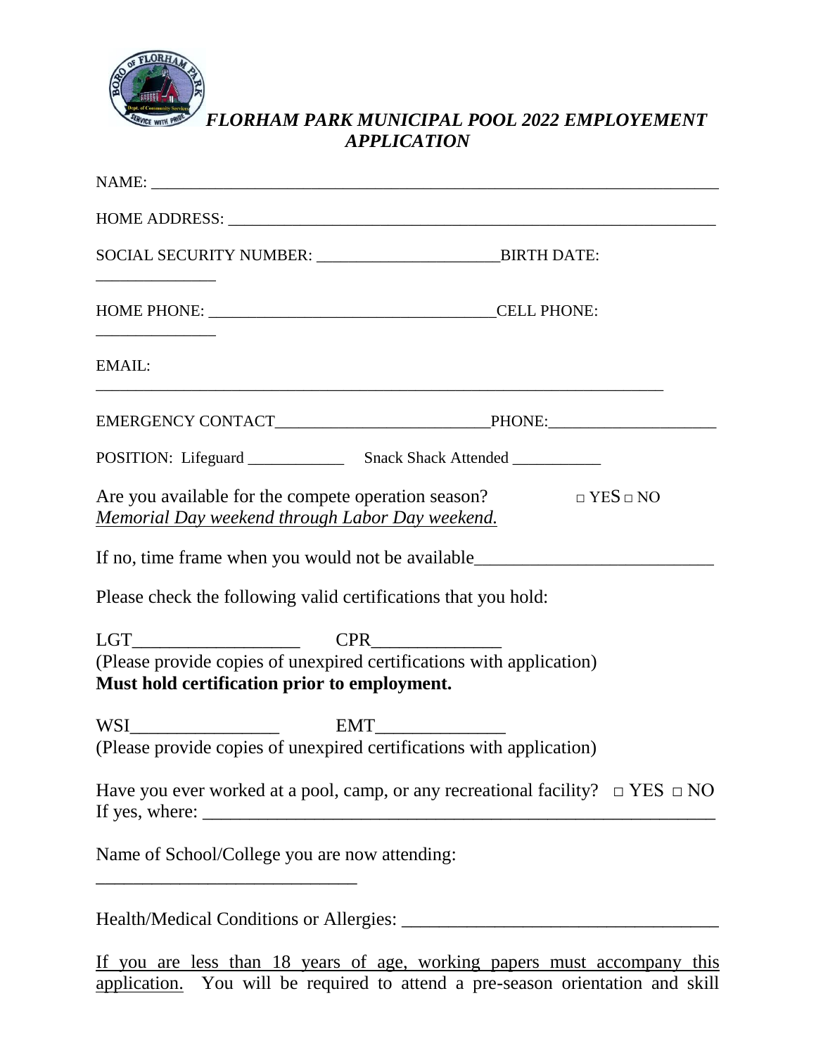# *FLORHAM PARK MUNICIPAL POOL 2022 EMPLOYEMENT APPLICATION*

NAME: ______________________________________________________________________

HOME ADDRESS: _______________________________________________________________

SOCIAL SECURITY NUMBER: ______________________BIRTH DATE: ______________

HOME PHONE: ___________________________________CELL PHONE: ______________

EMAIL: ______________________________________________________________________

EMERGENCY CONTACT__________________________PHONE:____________________

POSITION: Lifeguard ____________ Snack Shack Attended ___________

Are you available for the compete operation season? □ YES □ NO
*Memorial Day weekend through Labor Day weekend.*

If no, time frame when you would not be available__________________________

Please check the following valid certifications that you hold:

LGT__________________ CPR______________
(Please provide copies of unexpired certifications with application)
**Must hold certification prior to employment.**

WSI________________ EMT______________
(Please provide copies of unexpired certifications with application)

Have you ever worked at a pool, camp, or any recreational facility? □ YES □ NO
If yes, where: _________________________________________________________

Name of School/College you are now attending: ____________________________

Health/Medical Conditions or Allergies: __________________________________

If you are less than 18 years of age, working papers must accompany this application. You will be required to attend a pre-season orientation and skill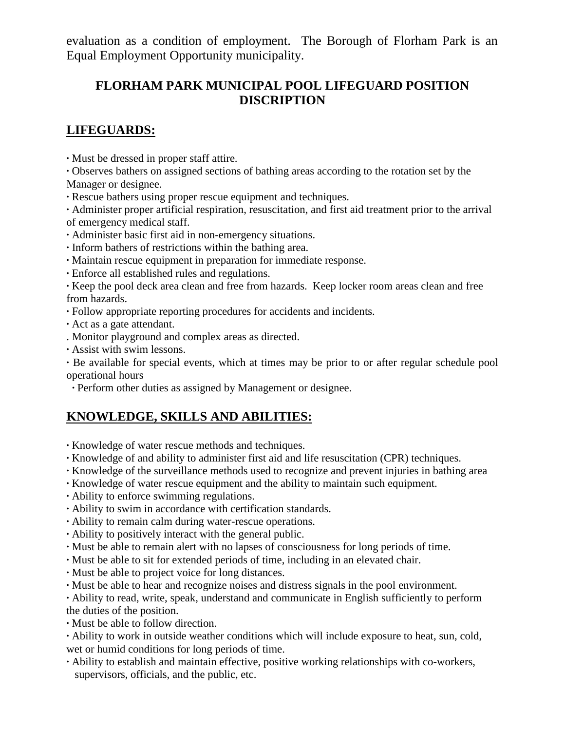evaluation as a condition of employment. The Borough of Florham Park is an Equal Employment Opportunity municipality.

## FLORHAM PARK MUNICIPAL POOL LIFEGUARD POSITION DISCRIPTION

### LIFEGUARDS:

- Must be dressed in proper staff attire.
- Observes bathers on assigned sections of bathing areas according to the rotation set by the Manager or designee.
- Rescue bathers using proper rescue equipment and techniques.
- Administer proper artificial respiration, resuscitation, and first aid treatment prior to the arrival of emergency medical staff.
- Administer basic first aid in non-emergency situations.
- Inform bathers of restrictions within the bathing area.
- Maintain rescue equipment in preparation for immediate response.
- Enforce all established rules and regulations.
- Keep the pool deck area clean and free from hazards. Keep locker room areas clean and free from hazards.
- Follow appropriate reporting procedures for accidents and incidents.
- Act as a gate attendant.
- Monitor playground and complex areas as directed.
- Assist with swim lessons.
- Be available for special events, which at times may be prior to or after regular schedule pool operational hours
- Perform other duties as assigned by Management or designee.

### KNOWLEDGE, SKILLS AND ABILITIES:

- Knowledge of water rescue methods and techniques.
- Knowledge of and ability to administer first aid and life resuscitation (CPR) techniques.
- Knowledge of the surveillance methods used to recognize and prevent injuries in bathing area
- Knowledge of water rescue equipment and the ability to maintain such equipment.
- Ability to enforce swimming regulations.
- Ability to swim in accordance with certification standards.
- Ability to remain calm during water-rescue operations.
- Ability to positively interact with the general public.
- Must be able to remain alert with no lapses of consciousness for long periods of time.
- Must be able to sit for extended periods of time, including in an elevated chair.
- Must be able to project voice for long distances.
- Must be able to hear and recognize noises and distress signals in the pool environment.
- Ability to read, write, speak, understand and communicate in English sufficiently to perform the duties of the position.
- Must be able to follow direction.
- Ability to work in outside weather conditions which will include exposure to heat, sun, cold, wet or humid conditions for long periods of time.
- Ability to establish and maintain effective, positive working relationships with co-workers, supervisors, officials, and the public, etc.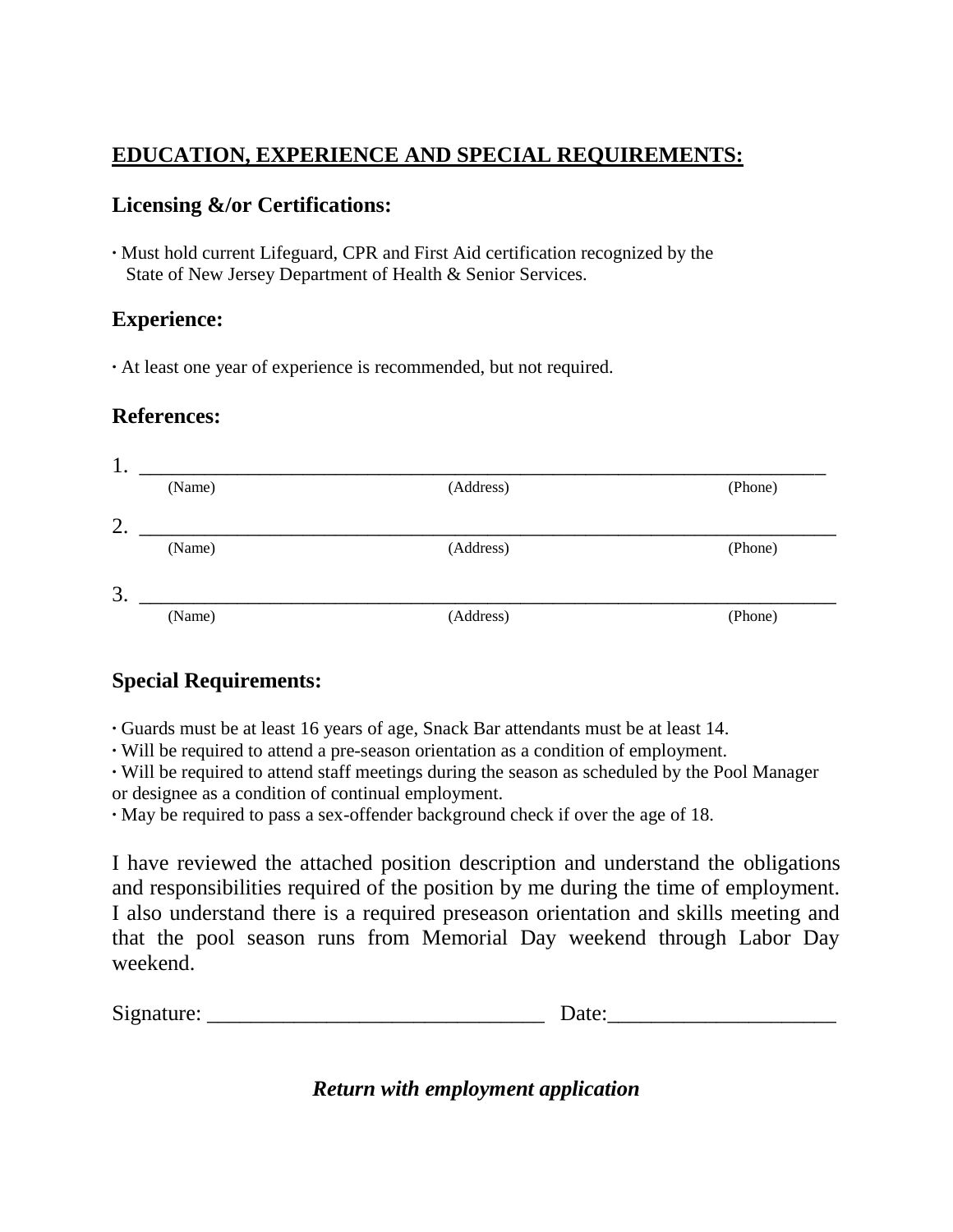## EDUCATION, EXPERIENCE AND SPECIAL REQUIREMENTS:

### Licensing &/or Certifications:

· Must hold current Lifeguard, CPR and First Aid certification recognized by the State of New Jersey Department of Health & Senior Services.

### Experience:

· At least one year of experience is recommended, but not required.

### References:

1. ___________________________________________________________________
   (Name) (Address) (Phone)

2. ___________________________________________________________________
   (Name) (Address) (Phone)

3. ___________________________________________________________________
   (Name) (Address) (Phone)

### Special Requirements:

· Guards must be at least 16 years of age, Snack Bar attendants must be at least 14.
· Will be required to attend a pre-season orientation as a condition of employment.
· Will be required to attend staff meetings during the season as scheduled by the Pool Manager or designee as a condition of continual employment.
· May be required to pass a sex-offender background check if over the age of 18.

I have reviewed the attached position description and understand the obligations and responsibilities required of the position by me during the time of employment. I also understand there is a required preseason orientation and skills meeting and that the pool season runs from Memorial Day weekend through Labor Day weekend.

Signature: ______________________________ Date:____________________

***Return with employment application***